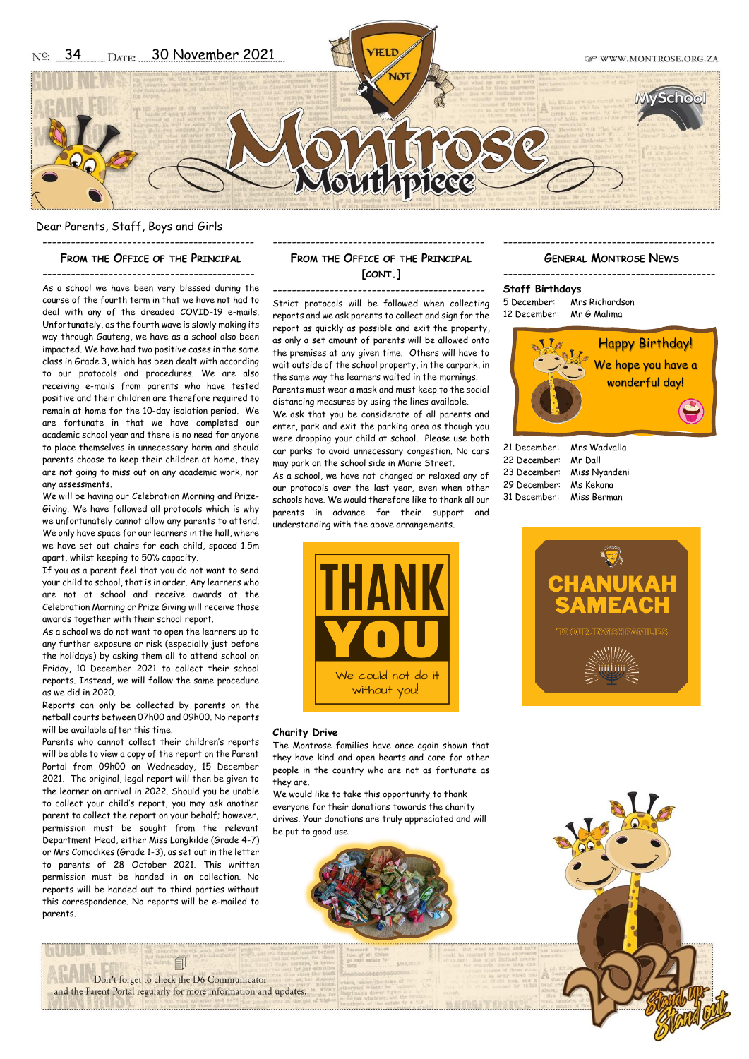No: 34 Date: 30 November 2021

www.montrose.org.za

# Montrose Mouthpiece

Dear Parents, Staff, Boys and Girls

## From the Office of the Principal

As a school we have been very blessed during the course of the fourth term in that we have not had to deal with any of the dreaded COVID-19 e-mails. Unfortunately, as the fourth wave is slowly making its way through Gauteng, we have as a school also been impacted. We have had two positive cases in the same class in Grade 3, which has been dealt with according to our protocols and procedures. We are also receiving e-mails from parents who have tested positive and their children are therefore required to remain at home for the 10-day isolation period. We are fortunate in that we have completed our academic school year and there is no need for anyone to place themselves in unnecessary harm and should parents choose to keep their children at home, they are not going to miss out on any academic work, nor any assessments.

We will be having our Celebration Morning and Prize-Giving. We have followed all protocols which is why we unfortunately cannot allow any parents to attend. We only have space for our learners in the hall, where we have set out chairs for each child, spaced 1.5m apart, whilst keeping to 50% capacity.

If you as a parent feel that you do not want to send your child to school, that is in order. Any learners who are not at school and receive awards at the Celebration Morning or Prize Giving will receive those awards together with their school report.

As a school we do not want to open the learners up to any further exposure or risk (especially just before the holidays) by asking them all to attend school on Friday, 10 December 2021 to collect their school reports. Instead, we will follow the same procedure as we did in 2020.

Reports can **only** be collected by parents on the netball courts between 07h00 and 09h00. No reports will be available after this time.

Parents who cannot collect their children's reports will be able to view a copy of the report on the Parent Portal from 09h00 on Wednesday, 15 December 2021. The original, legal report will then be given to the learner on arrival in 2022. Should you be unable to collect your child's report, you may ask another parent to collect the report on your behalf; however, permission must be sought from the relevant Department Head, either Miss Langkilde (Grade 4-7) or Mrs Comodikes (Grade 1-3), as set out in the letter to parents of 28 October 2021. This written permission must be handed in on collection. No reports will be handed out to third parties without this correspondence. No reports will be e-mailed to parents.

## From the Office of the Principal [cont.]

Strict protocols will be followed when collecting reports and we ask parents to collect and sign for the report as quickly as possible and exit the property, as only a set amount of parents will be allowed onto the premises at any given time. Others will have to wait outside of the school property, in the carpark, in the same way the learners waited in the mornings. Parents must wear a mask and must keep to the social distancing measures by using the lines available.

We ask that you be considerate of all parents and enter, park and exit the parking area as though you were dropping your child at school. Please use both car parks to avoid unnecessary congestion. No cars may park on the school side in Marie Street.

As a school, we have not changed or relaxed any of our protocols over the last year, even when other schools have. We would therefore like to thank all our parents in advance for their support and understanding with the above arrangements.

THANK YOU

We could not do it without you!

### Charity Drive

The Montrose families have once again shown that they have kind and open hearts and care for other people in the country who are not as fortunate as they are.

We would like to take this opportunity to thank everyone for their donations towards the charity drives. Your donations are truly appreciated and will be put to good use.

## General Montrose News

### Staff Birthdays

5 December: Mrs Richardson
12 December: Mr G Malima

Happy Birthday! We hope you have a wonderful day!

21 December: Mrs Wadvalla
22 December: Mr Dall
23 December: Miss Nyandeni
29 December: Ms Kekana
31 December: Miss Berman

CHANUKAH SAMEACH

TO OUR JEWISH FAMILIES

Don't forget to check the D6 Communicator and the Parent Portal regularly for more information and updates.

2021 Stand up Stand out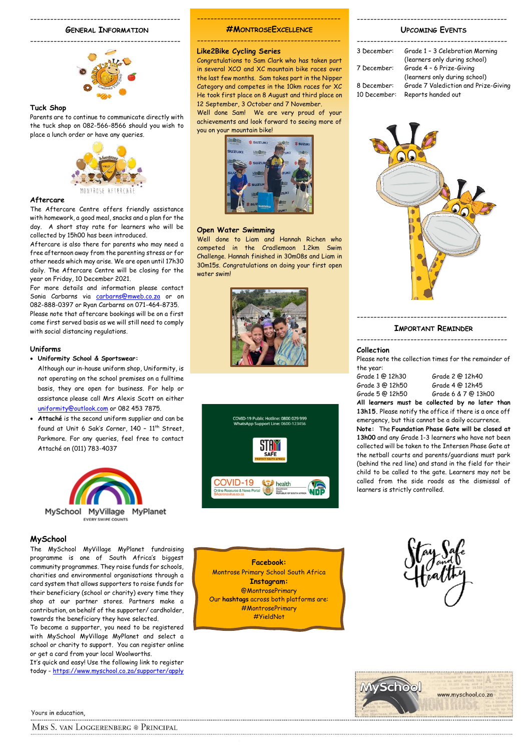## General Information

### Tuck Shop

Parents are to continue to communicate directly with the tuck shop on 082-566-8566 should you wish to place a lunch order or have any queries.

### Aftercare

The Aftercare Centre offers friendly assistance with homework, a good meal, snacks and a plan for the day. A short stay rate for learners who will be collected by 15h00 has been introduced.

Aftercare is also there for parents who may need a free afternoon away from the parenting stress or for other needs which may arise. We are open until 17h30 daily. The Aftercare Centre will be closing for the year on Friday, 10 December 2021.

For more details and information please contact Sonia Carbarns via carbarns@mweb.co.za or on 082-888-0397 or Ryan Carbarns on 071-464-8735.

Please note that aftercare bookings will be on a first come first served basis as we will still need to comply with social distancing regulations.

### Uniforms

- **Uniformity School & Sportswear:** Although our in-house uniform shop, Uniformity, is not operating on the school premises on a fulltime basis, they are open for business. For help or assistance please call Mrs Alexis Scott on either uniformity@outlook.com or 082 453 7875.
- **Attaché** is the second uniform supplier and can be found at Unit 6 Sak's Corner, 140 – 11th Street, Parkmore. For any queries, feel free to contact Attaché on (011) 783-4037

MySchool MyVillage MyPlanet
EVERY SWIPE COUNTS

### MySchool

The MySchool MyVillage MyPlanet fundraising programme is one of South Africa's biggest community programmes. They raise funds for schools, charities and environmental organisations through a card system that allows supporters to raise funds for their beneficiary (school or charity) every time they shop at our partner stores. Partners make a contribution, on behalf of the supporter/ cardholder, towards the beneficiary they have selected.

To become a supporter, you need to be registered with MySchool MyVillage MyPlanet and select a school or charity to support. You can register online or get a card from your local Woolworths.

It's quick and easy! Use the following link to register today - https://www.myschool.co.za/supporter/apply

## #MontroseExcellence

### Like2Bike Cycling Series

Congratulations to Sam Clark who has taken part in several XCO and XC mountain bike races over the last few months. Sam takes part in the Nipper Category and competes in the 10km races for XC He took first place on 8 August and third place on 12 September, 3 October and 7 November.

Well done Sam! We are very proud of your achievements and look forward to seeing more of you on your mountain bike!

### Open Water Swimming

Well done to Liam and Hannah Richen who competed in the Cradlemoon 1.2km Swim Challenge. Hannah finished in 30m08s and Liam in 30m15s. Congratulations on doing your first open water swim!

COVID-19 Public Hotline: 0800 029 999
WhatsApp Support Line: 0600-123456

**Facebook:**
Montrose Primary School South Africa
**Instagram:**
@MontrosePrimary
Our **hashtags** across both platforms are:
#MontrosePrimary
#YieldNot

## Upcoming Events

| | |
|---|---|
| 3 December: | Grade 1 – 3 Celebration Morning (learners only during school) |
| 7 December: | Grade 4 – 6 Prize-Giving (learners only during school) |
| 8 December: | Grade 7 Valediction and Prize-Giving |
| 10 December: | Reports handed out |

## Important Reminder

### Collection

Please note the collection times for the remainder of the year:

| | |
|---|---|
| Grade 1 @ 12h30 | Grade 2 @ 12h40 |
| Grade 3 @ 12h50 | Grade 4 @ 12h45 |
| Grade 5 @ 12h50 | Grade 6 & 7 @ 13h00 |

**All learners must be collected by no later than 13h15.** Please notify the office if there is a once off emergency, but this cannot be a daily occurrence.

**Note:** The **Foundation Phase Gate will be closed at 13h00** and any Grade 1-3 learners who have not been collected will be taken to the Intersen Phase Gate at the netball courts and parents/guardians must park (behind the red line) and stand in the field for their child to be called to the gate. Learners may not be called from the side roads as the dismissal of learners is strictly controlled.

Stay Safe and Healthy

Yours in education,

Mrs S. van Loggerenberg ❀ Principal